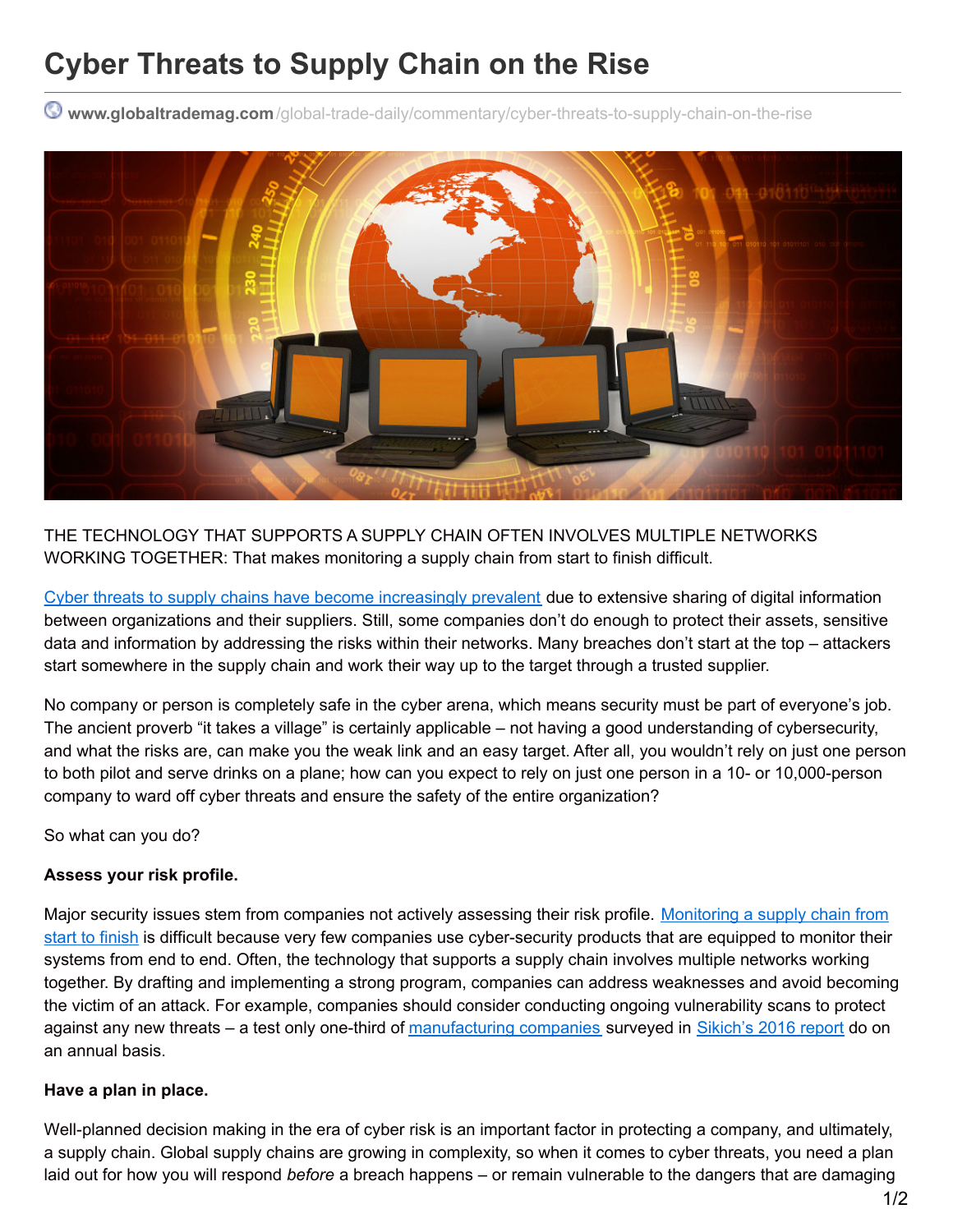# Cyber Threats to Supply Chain on the Rise

www.globaltrademag.com/global-trade-daily/commentary/cyber-threats-to-supply-chain-on-the-rise

THE TECHNOLOGY THAT SUPPORTS A SUPPLY CHAIN OFTEN INVOLVES MULTIPLE NETWORKS WORKING TOGETHER: That makes monitoring a supply chain from start to finish difficult.

Cyber threats to supply chains have become increasingly prevalent due to extensive sharing of digital information between organizations and their suppliers. Still, some companies don't do enough to protect their assets, sensitive data and information by addressing the risks within their networks. Many breaches don't start at the top – attackers start somewhere in the supply chain and work their way up to the target through a trusted supplier.

No company or person is completely safe in the cyber arena, which means security must be part of everyone's job. The ancient proverb "it takes a village" is certainly applicable – not having a good understanding of cybersecurity, and what the risks are, can make you the weak link and an easy target. After all, you wouldn't rely on just one person to both pilot and serve drinks on a plane; how can you expect to rely on just one person in a 10- or 10,000-person company to ward off cyber threats and ensure the safety of the entire organization?

So what can you do?

**Assess your risk profile.**

Major security issues stem from companies not actively assessing their risk profile. Monitoring a supply chain from start to finish is difficult because very few companies use cyber-security products that are equipped to monitor their systems from end to end. Often, the technology that supports a supply chain involves multiple networks working together. By drafting and implementing a strong program, companies can address weaknesses and avoid becoming the victim of an attack. For example, companies should consider conducting ongoing vulnerability scans to protect against any new threats – a test only one-third of manufacturing companies surveyed in Sikich's 2016 report do on an annual basis.

**Have a plan in place.**

Well-planned decision making in the era of cyber risk is an important factor in protecting a company, and ultimately, a supply chain. Global supply chains are growing in complexity, so when it comes to cyber threats, you need a plan laid out for how you will respond *before* a breach happens – or remain vulnerable to the dangers that are damaging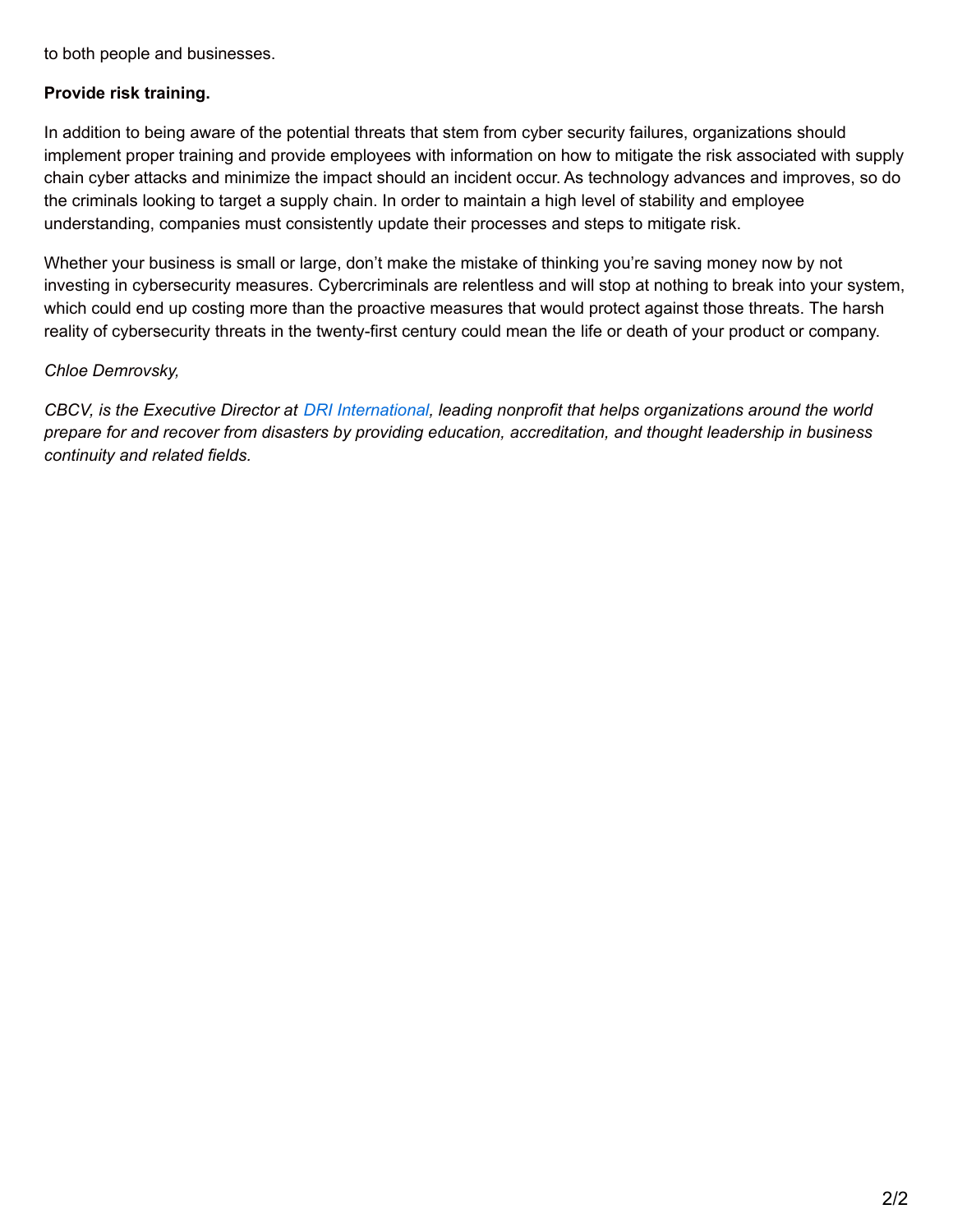to both people and businesses.

**Provide risk training.**

In addition to being aware of the potential threats that stem from cyber security failures, organizations should implement proper training and provide employees with information on how to mitigate the risk associated with supply chain cyber attacks and minimize the impact should an incident occur. As technology advances and improves, so do the criminals looking to target a supply chain. In order to maintain a high level of stability and employee understanding, companies must consistently update their processes and steps to mitigate risk.

Whether your business is small or large, don't make the mistake of thinking you're saving money now by not investing in cybersecurity measures. Cybercriminals are relentless and will stop at nothing to break into your system, which could end up costing more than the proactive measures that would protect against those threats. The harsh reality of cybersecurity threats in the twenty-first century could mean the life or death of your product or company.

*Chloe Demrovsky,*

*CBCV, is the Executive Director at DRI International, leading nonprofit that helps organizations around the world prepare for and recover from disasters by providing education, accreditation, and thought leadership in business continuity and related fields.*